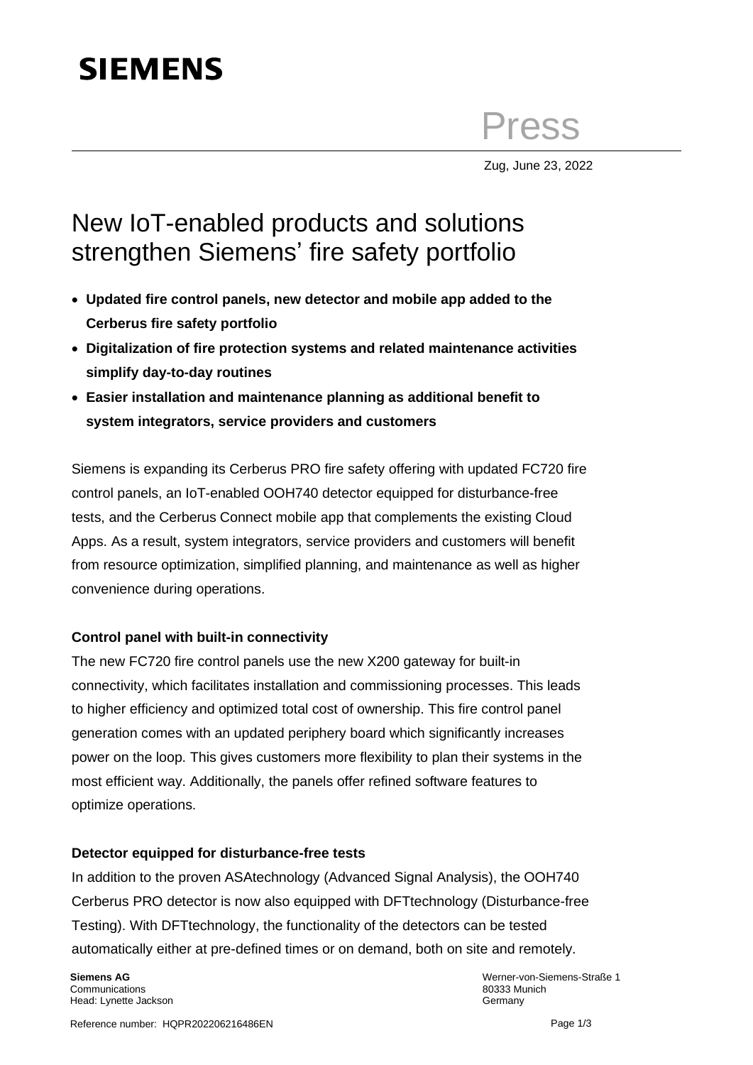**SIEMENS**

Press

Zug, June 23, 2022

# New IoT-enabled products and solutions strengthen Siemens' fire safety portfolio

- **Updated fire control panels, new detector and mobile app added to the Cerberus fire safety portfolio**
- **Digitalization of fire protection systems and related maintenance activities simplify day-to-day routines**
- **Easier installation and maintenance planning as additional benefit to system integrators, service providers and customers**

Siemens is expanding its Cerberus PRO fire safety offering with updated FC720 fire control panels, an IoT-enabled OOH740 detector equipped for disturbance-free tests, and the Cerberus Connect mobile app that complements the existing Cloud Apps. As a result, system integrators, service providers and customers will benefit from resource optimization, simplified planning, and maintenance as well as higher convenience during operations.

**Control panel with built-in connectivity**

The new FC720 fire control panels use the new X200 gateway for built-in connectivity, which facilitates installation and commissioning processes. This leads to higher efficiency and optimized total cost of ownership. This fire control panel generation comes with an updated periphery board which significantly increases power on the loop. This gives customers more flexibility to plan their systems in the most efficient way. Additionally, the panels offer refined software features to optimize operations.

**Detector equipped for disturbance-free tests**

In addition to the proven ASAtechnology (Advanced Signal Analysis), the OOH740 Cerberus PRO detector is now also equipped with DFTtechnology (Disturbance-free Testing). With DFTtechnology, the functionality of the detectors can be tested automatically either at pre-defined times or on demand, both on site and remotely.

**Siemens AG**
Communications
Head: Lynette Jackson

Werner-von-Siemens-Straße 1
80333 Munich
Germany

Reference number: HQPR202206216486EN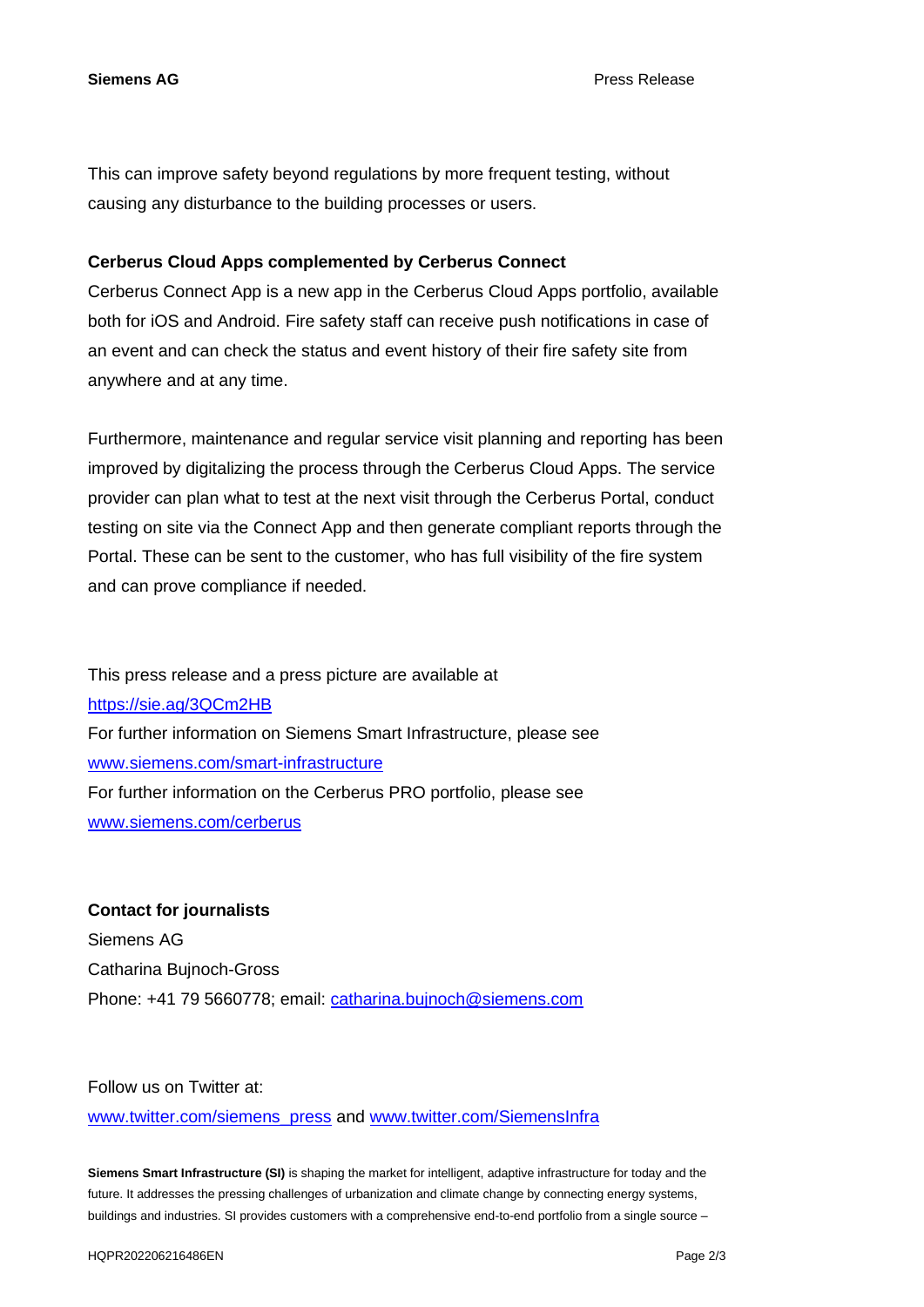This can improve safety beyond regulations by more frequent testing, without causing any disturbance to the building processes or users.

**Cerberus Cloud Apps complemented by Cerberus Connect**

Cerberus Connect App is a new app in the Cerberus Cloud Apps portfolio, available both for iOS and Android. Fire safety staff can receive push notifications in case of an event and can check the status and event history of their fire safety site from anywhere and at any time.

Furthermore, maintenance and regular service visit planning and reporting has been improved by digitalizing the process through the Cerberus Cloud Apps. The service provider can plan what to test at the next visit through the Cerberus Portal, conduct testing on site via the Connect App and then generate compliant reports through the Portal. These can be sent to the customer, who has full visibility of the fire system and can prove compliance if needed.

This press release and a press picture are available at
[https://sie.ag/3QCm2HB](https://sie.ag/3QCm2HB)
For further information on Siemens Smart Infrastructure, please see
[www.siemens.com/smart-infrastructure](www.siemens.com/smart-infrastructure)
For further information on the Cerberus PRO portfolio, please see
[www.siemens.com/cerberus](www.siemens.com/cerberus)

**Contact for journalists**
Siemens AG
Catharina Bujnoch-Gross
Phone: +41 79 5660778; email: [catharina.bujnoch@siemens.com](mailto:catharina.bujnoch@siemens.com)

Follow us on Twitter at:
[www.twitter.com/siemens_press](www.twitter.com/siemens_press) and [www.twitter.com/SiemensInfra](www.twitter.com/SiemensInfra)

**Siemens Smart Infrastructure (SI)** is shaping the market for intelligent, adaptive infrastructure for today and the future. It addresses the pressing challenges of urbanization and climate change by connecting energy systems, buildings and industries. SI provides customers with a comprehensive end-to-end portfolio from a single source –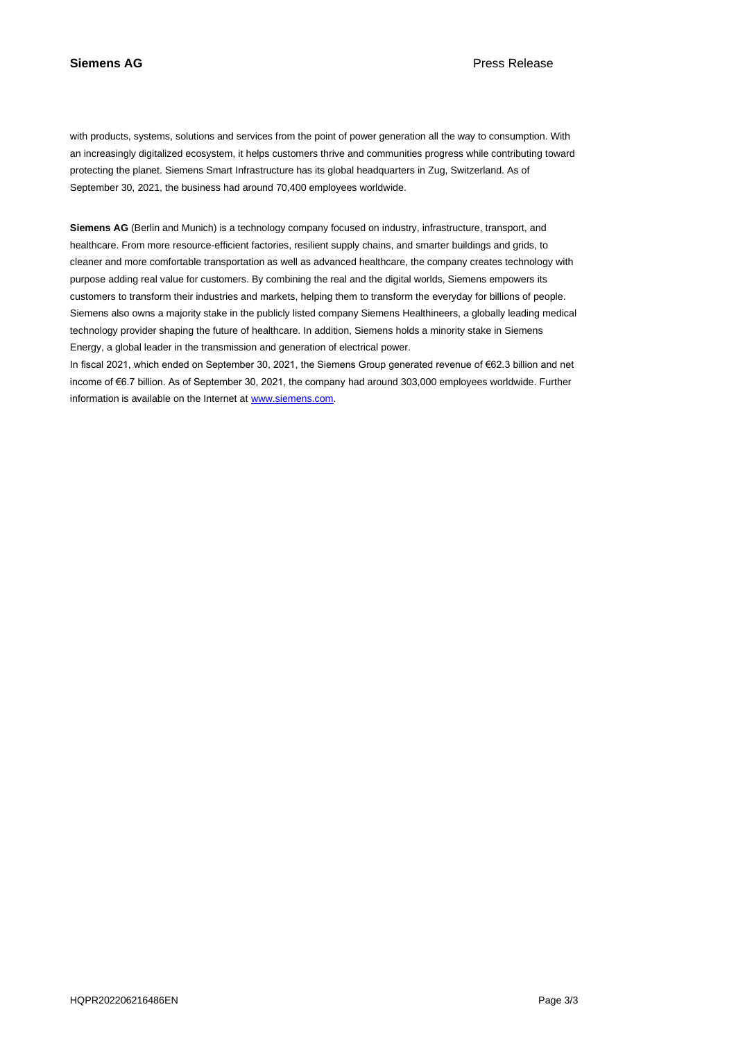with products, systems, solutions and services from the point of power generation all the way to consumption. With an increasingly digitalized ecosystem, it helps customers thrive and communities progress while contributing toward protecting the planet. Siemens Smart Infrastructure has its global headquarters in Zug, Switzerland. As of September 30, 2021, the business had around 70,400 employees worldwide.

**Siemens AG** (Berlin and Munich) is a technology company focused on industry, infrastructure, transport, and healthcare. From more resource-efficient factories, resilient supply chains, and smarter buildings and grids, to cleaner and more comfortable transportation as well as advanced healthcare, the company creates technology with purpose adding real value for customers. By combining the real and the digital worlds, Siemens empowers its customers to transform their industries and markets, helping them to transform the everyday for billions of people. Siemens also owns a majority stake in the publicly listed company Siemens Healthineers, a globally leading medical technology provider shaping the future of healthcare. In addition, Siemens holds a minority stake in Siemens Energy, a global leader in the transmission and generation of electrical power.

In fiscal 2021, which ended on September 30, 2021, the Siemens Group generated revenue of €62.3 billion and net income of €6.7 billion. As of September 30, 2021, the company had around 303,000 employees worldwide. Further information is available on the Internet at [www.siemens.com](http://www.siemens.com).

HQPR202206216486EN